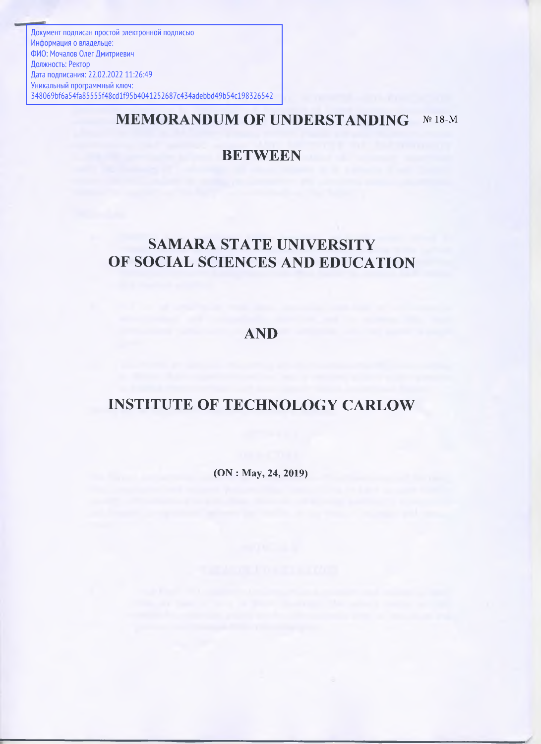Документ подписан простой электронной подписью
Информация о владельце:
ФИО: Мочалов Олег Дмитриевич
Должность: Ректор
Дата подписания: 22.02.2022 11:26:49
Уникальный программный ключ:
348069bf6a54fa85555f48cd1f95b4041252687c434adebbd49b54c198326542

# MEMORANDUM OF UNDERSTANDING № 18-М

# BETWEEN

# SAMARA STATE UNIVERSITY OF SOCIAL SCIENCES AND EDUCATION

# AND

# INSTITUTE OF TECHNOLOGY CARLOW

**(ON : May, 24, 2019)**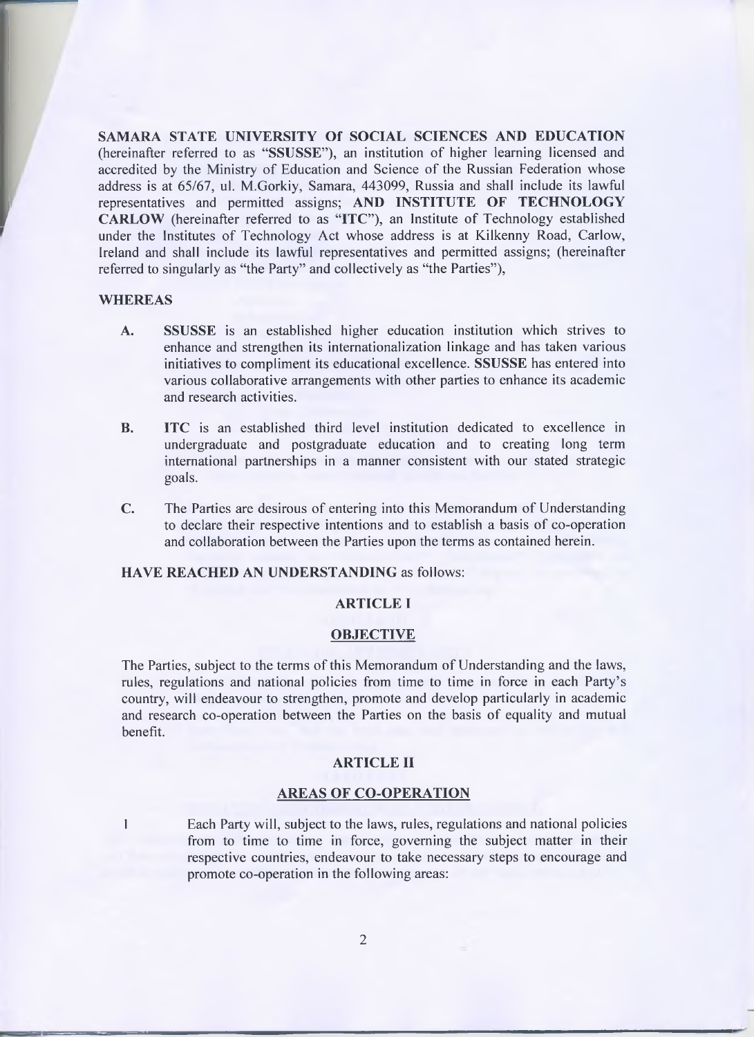**SAMARA STATE UNIVERSITY Of SOCIAL SCIENCES AND EDUCATION** (hereinafter referred to as "**SSUSSE**"), an institution of higher learning licensed and accredited by the Ministry of Education and Science of the Russian Federation whose address is at 65/67, ul. M.Gorkiy, Samara, 443099, Russia and shall include its lawful representatives and permitted assigns; **AND INSTITUTE OF TECHNOLOGY CARLOW** (hereinafter referred to as "**ITC**"), an Institute of Technology established under the Institutes of Technology Act whose address is at Kilkenny Road, Carlow, Ireland and shall include its lawful representatives and permitted assigns; (hereinafter referred to singularly as "the Party" and collectively as "the Parties"),

**WHEREAS**

**A.** **SSUSSE** is an established higher education institution which strives to enhance and strengthen its internationalization linkage and has taken various initiatives to compliment its educational excellence. **SSUSSE** has entered into various collaborative arrangements with other parties to enhance its academic and research activities.

**B.** **ITC** is an established third level institution dedicated to excellence in undergraduate and postgraduate education and to creating long term international partnerships in a manner consistent with our stated strategic goals.

**C.** The Parties are desirous of entering into this Memorandum of Understanding to declare their respective intentions and to establish a basis of co-operation and collaboration between the Parties upon the terms as contained herein.

**HAVE REACHED AN UNDERSTANDING** as follows:

## ARTICLE I

## OBJECTIVE

The Parties, subject to the terms of this Memorandum of Understanding and the laws, rules, regulations and national policies from time to time in force in each Party's country, will endeavour to strengthen, promote and develop particularly in academic and research co-operation between the Parties on the basis of equality and mutual benefit.

## ARTICLE II

## AREAS OF CO-OPERATION

1 Each Party will, subject to the laws, rules, regulations and national policies from to time to time in force, governing the subject matter in their respective countries, endeavour to take necessary steps to encourage and promote co-operation in the following areas: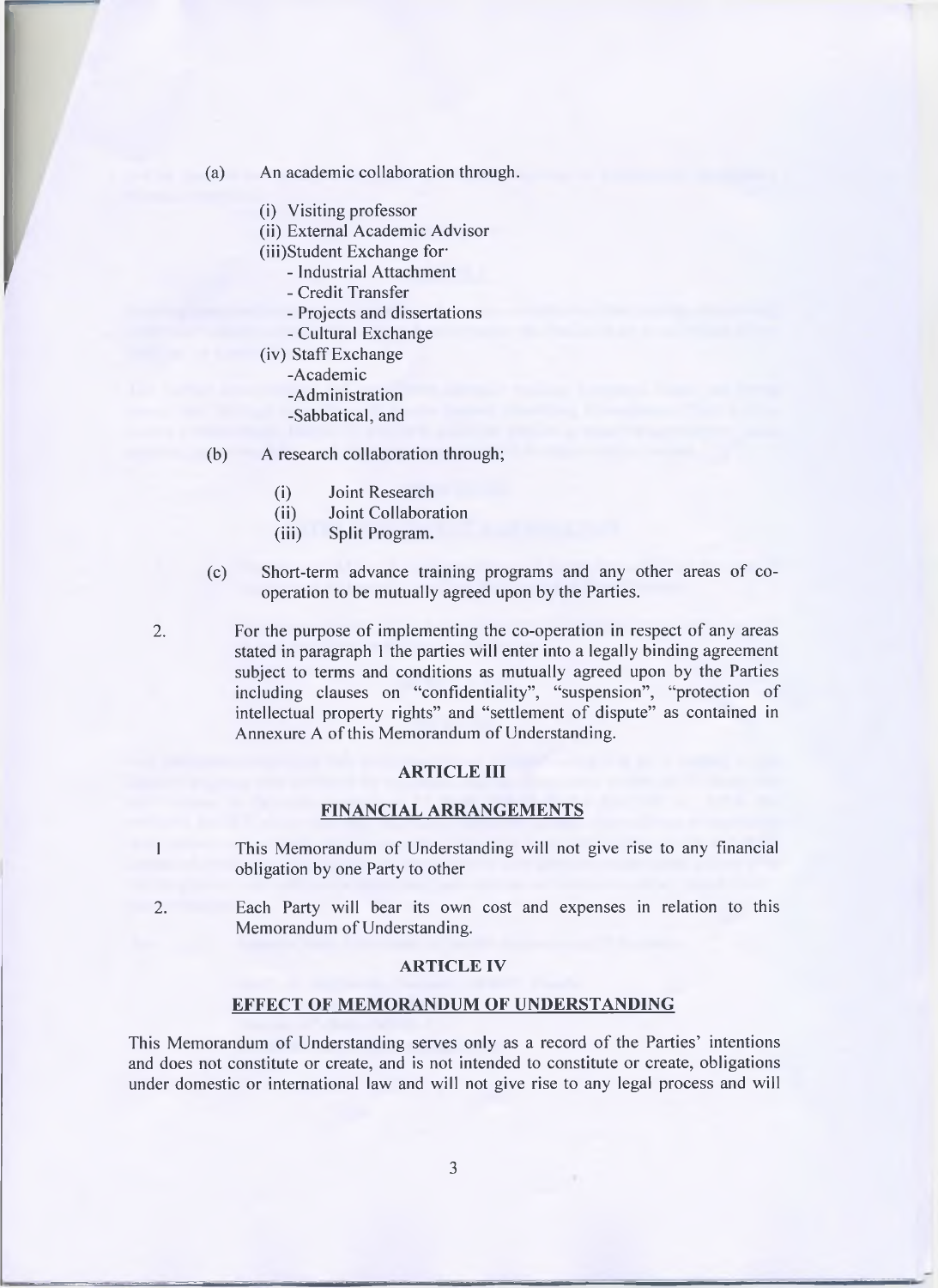(a) An academic collaboration through.

- (i) Visiting professor
- (ii) External Academic Advisor
- (iii)Student Exchange for·
  - Industrial Attachment
  - Credit Transfer
  - Projects and dissertations
  - Cultural Exchange
- (iv) Staff Exchange
  - Academic
  - Administration
  - Sabbatical, and

(b) A research collaboration through;

- (i) Joint Research
- (ii) Joint Collaboration
- (iii) Split Program.

(c) Short-term advance training programs and any other areas of co-operation to be mutually agreed upon by the Parties.

2. For the purpose of implementing the co-operation in respect of any areas stated in paragraph 1 the parties will enter into a legally binding agreement subject to terms and conditions as mutually agreed upon by the Parties including clauses on "confidentiality", "suspension", "protection of intellectual property rights" and "settlement of dispute" as contained in Annexure A of this Memorandum of Understanding.

## ARTICLE III

## FINANCIAL ARRANGEMENTS

1 This Memorandum of Understanding will not give rise to any financial obligation by one Party to other

2. Each Party will bear its own cost and expenses in relation to this Memorandum of Understanding.

## ARTICLE IV

## EFFECT OF MEMORANDUM OF UNDERSTANDING

This Memorandum of Understanding serves only as a record of the Parties' intentions and does not constitute or create, and is not intended to constitute or create, obligations under domestic or international law and will not give rise to any legal process and will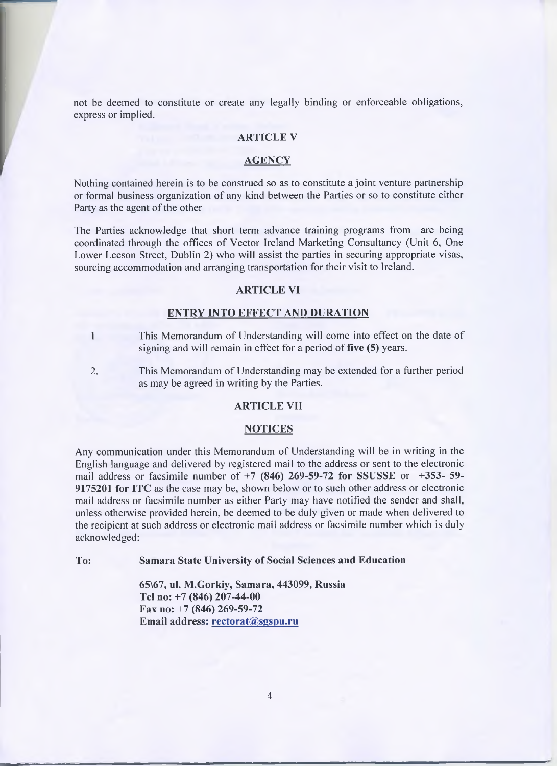not be deemed to constitute or create any legally binding or enforceable obligations, express or implied.

## ARTICLE V

## AGENCY

Nothing contained herein is to be construed so as to constitute a joint venture partnership or formal business organization of any kind between the Parties or so to constitute either Party as the agent of the other

The Parties acknowledge that short term advance training programs from are being coordinated through the offices of Vector Ireland Marketing Consultancy (Unit 6, One Lower Leeson Street, Dublin 2) who will assist the parties in securing appropriate visas, sourcing accommodation and arranging transportation for their visit to Ireland.

## ARTICLE VI

## ENTRY INTO EFFECT AND DURATION

1 This Memorandum of Understanding will come into effect on the date of signing and will remain in effect for a period of **five (5)** years.

2. This Memorandum of Understanding may be extended for a further period as may be agreed in writing by the Parties.

## ARTICLE VII

## NOTICES

Any communication under this Memorandum of Understanding will be in writing in the English language and delivered by registered mail to the address or sent to the electronic mail address or facsimile number of **+7 (846) 269-59-72 for SSUSSE** or **+353- 59-9175201 for ITC** as the case may be, shown below or to such other address or electronic mail address or facsimile number as either Party may have notified the sender and shall, unless otherwise provided herein, be deemed to be duly given or made when delivered to the recipient at such address or electronic mail address or facsimile number which is duly acknowledged:

**To: Samara State University of Social Sciences and Education**

**65\67, ul. M.Gorkiy, Samara, 443099, Russia**
**Tel no: +7 (846) 207-44-00**
**Fax no: +7 (846) 269-59-72**
**Email address: rectorat@sgspu.ru**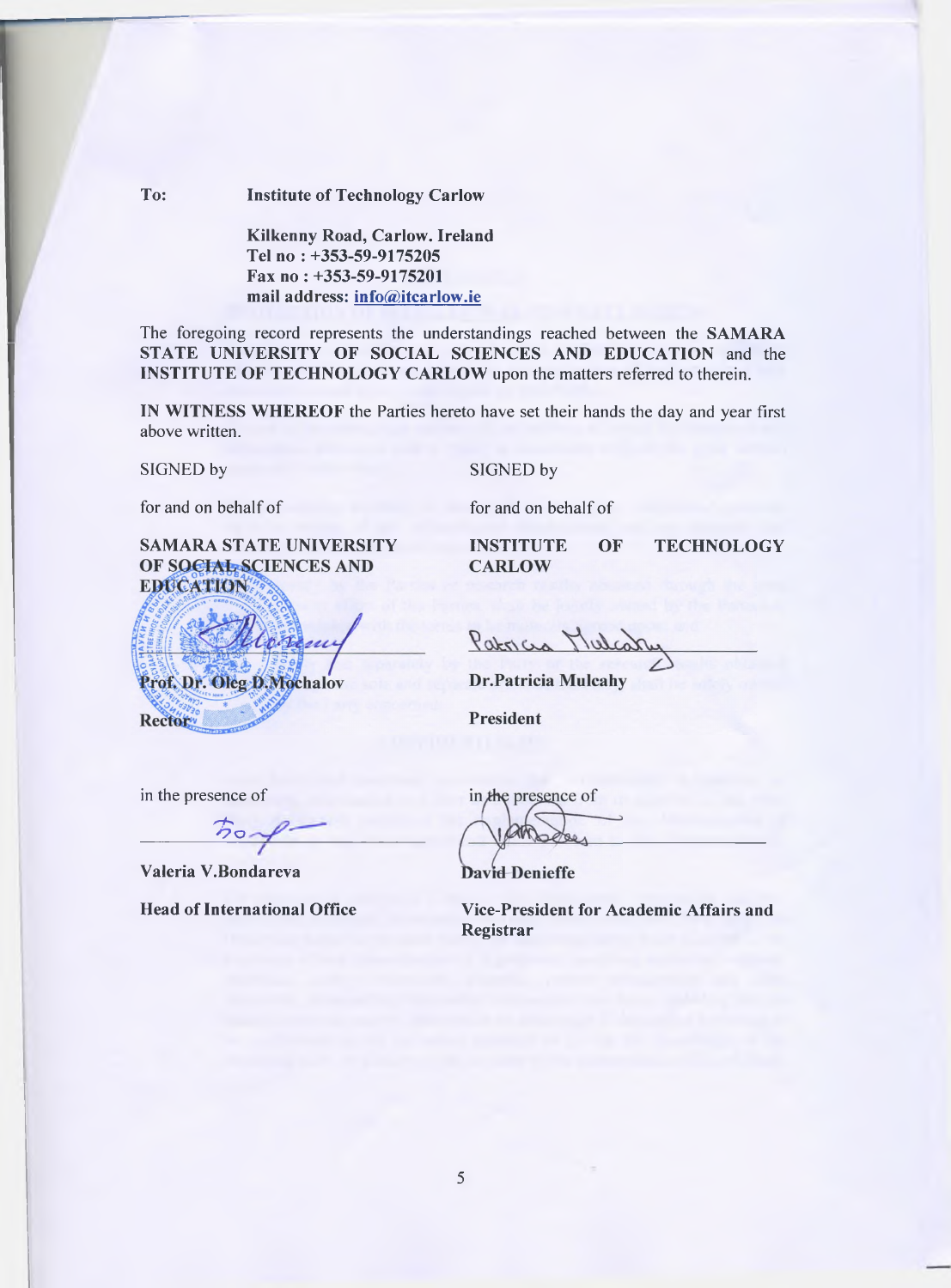**To:** **Institute of Technology Carlow**

**Kilkenny Road, Carlow. Ireland**
**Tel no : +353-59-9175205**
**Fax no : +353-59-9175201**
**mail address: info@itcarlow.ie**

The foregoing record represents the understandings reached between the **SAMARA STATE UNIVERSITY OF SOCIAL SCIENCES AND EDUCATION** and the **INSTITUTE OF TECHNOLOGY CARLOW** upon the matters referred to therein.

**IN WITNESS WHEREOF** the Parties hereto have set their hands the day and year first above written.

SIGNED by

for and on behalf of

**SAMARA STATE UNIVERSITY OF SOCIAL SCIENCES AND EDUCATION**

**Prof. Dr. Oleg D.Mochalov**

**Rector**

in the presence of

**Valeria V.Bondareva**

**Head of International Office**

SIGNED by

for and on behalf of

**INSTITUTE OF TECHNOLOGY CARLOW**

**Dr.Patricia Mulcahy**

**President**

in the presence of

**David Denieffe**

**Vice-President for Academic Affairs and Registrar**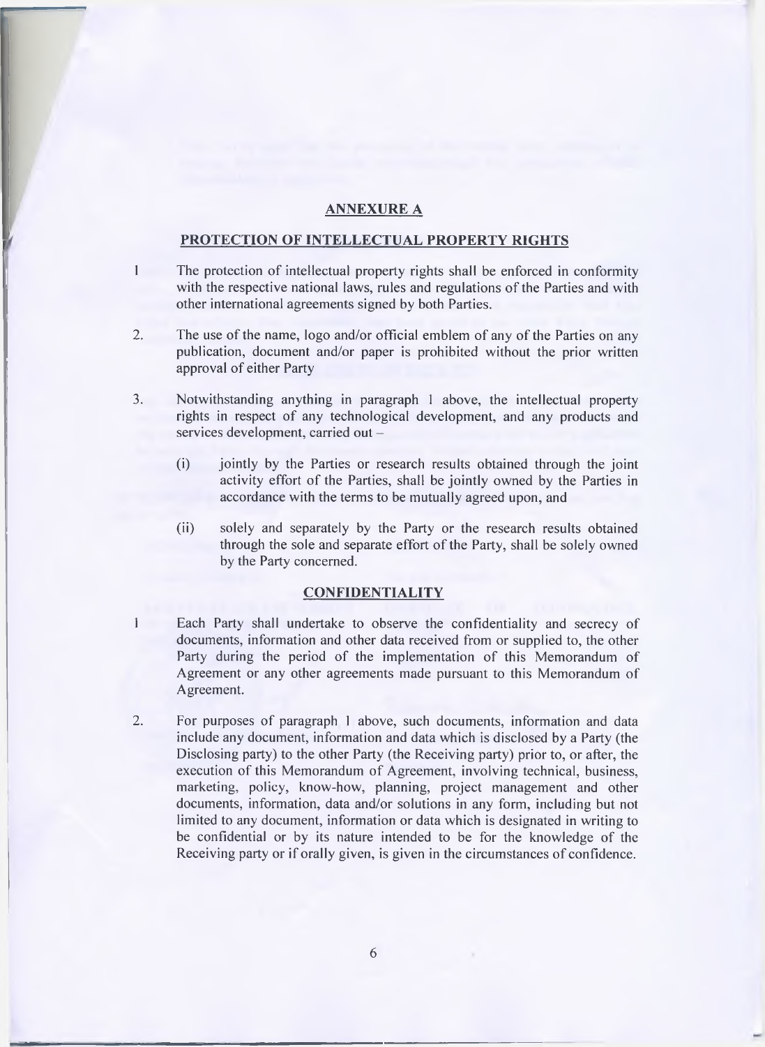## ANNEXURE A

### PROTECTION OF INTELLECTUAL PROPERTY RIGHTS

1 The protection of intellectual property rights shall be enforced in conformity with the respective national laws, rules and regulations of the Parties and with other international agreements signed by both Parties.

2. The use of the name, logo and/or official emblem of any of the Parties on any publication, document and/or paper is prohibited without the prior written approval of either Party

3. Notwithstanding anything in paragraph 1 above, the intellectual property rights in respect of any technological development, and any products and services development, carried out –

   (i) jointly by the Parties or research results obtained through the joint activity effort of the Parties, shall be jointly owned by the Parties in accordance with the terms to be mutually agreed upon, and

   (ii) solely and separately by the Party or the research results obtained through the sole and separate effort of the Party, shall be solely owned by the Party concerned.

### CONFIDENTIALITY

1 Each Party shall undertake to observe the confidentiality and secrecy of documents, information and other data received from or supplied to, the other Party during the period of the implementation of this Memorandum of Agreement or any other agreements made pursuant to this Memorandum of Agreement.

2. For purposes of paragraph 1 above, such documents, information and data include any document, information and data which is disclosed by a Party (the Disclosing party) to the other Party (the Receiving party) prior to, or after, the execution of this Memorandum of Agreement, involving technical, business, marketing, policy, know-how, planning, project management and other documents, information, data and/or solutions in any form, including but not limited to any document, information or data which is designated in writing to be confidential or by its nature intended to be for the knowledge of the Receiving party or if orally given, is given in the circumstances of confidence.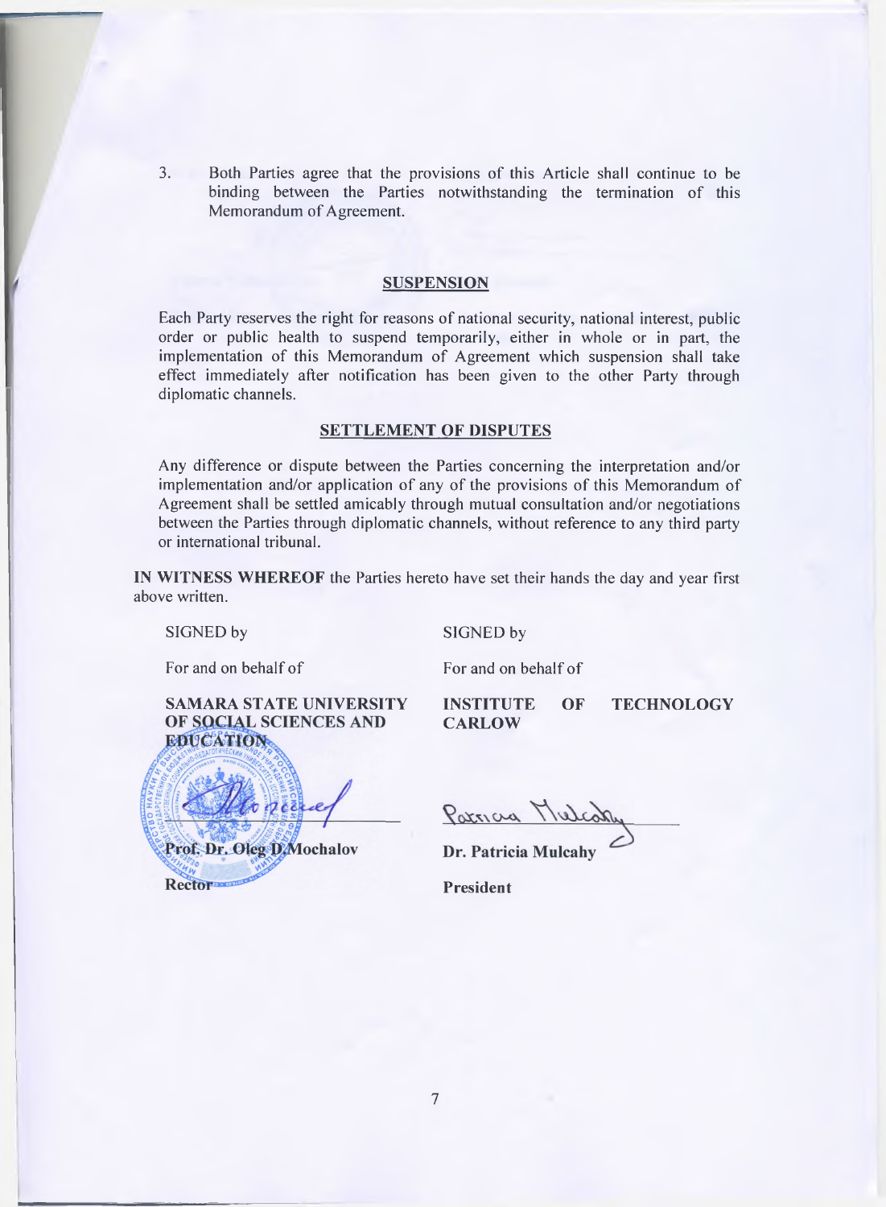3. Both Parties agree that the provisions of this Article shall continue to be binding between the Parties notwithstanding the termination of this Memorandum of Agreement.

## SUSPENSION

Each Party reserves the right for reasons of national security, national interest, public order or public health to suspend temporarily, either in whole or in part, the implementation of this Memorandum of Agreement which suspension shall take effect immediately after notification has been given to the other Party through diplomatic channels.

## SETTLEMENT OF DISPUTES

Any difference or dispute between the Parties concerning the interpretation and/or implementation and/or application of any of the provisions of this Memorandum of Agreement shall be settled amicably through mutual consultation and/or negotiations between the Parties through diplomatic channels, without reference to any third party or international tribunal.

**IN WITNESS WHEREOF** the Parties hereto have set their hands the day and year first above written.

SIGNED by

For and on behalf of

**SAMARA STATE UNIVERSITY OF SOCIAL SCIENCES AND EDUCATION**

**Prof. Dr. Oleg D. Mochalov**

**Rector**

SIGNED by

For and on behalf of

**INSTITUTE OF TECHNOLOGY CARLOW**

**Dr. Patricia Mulcahy**

**President**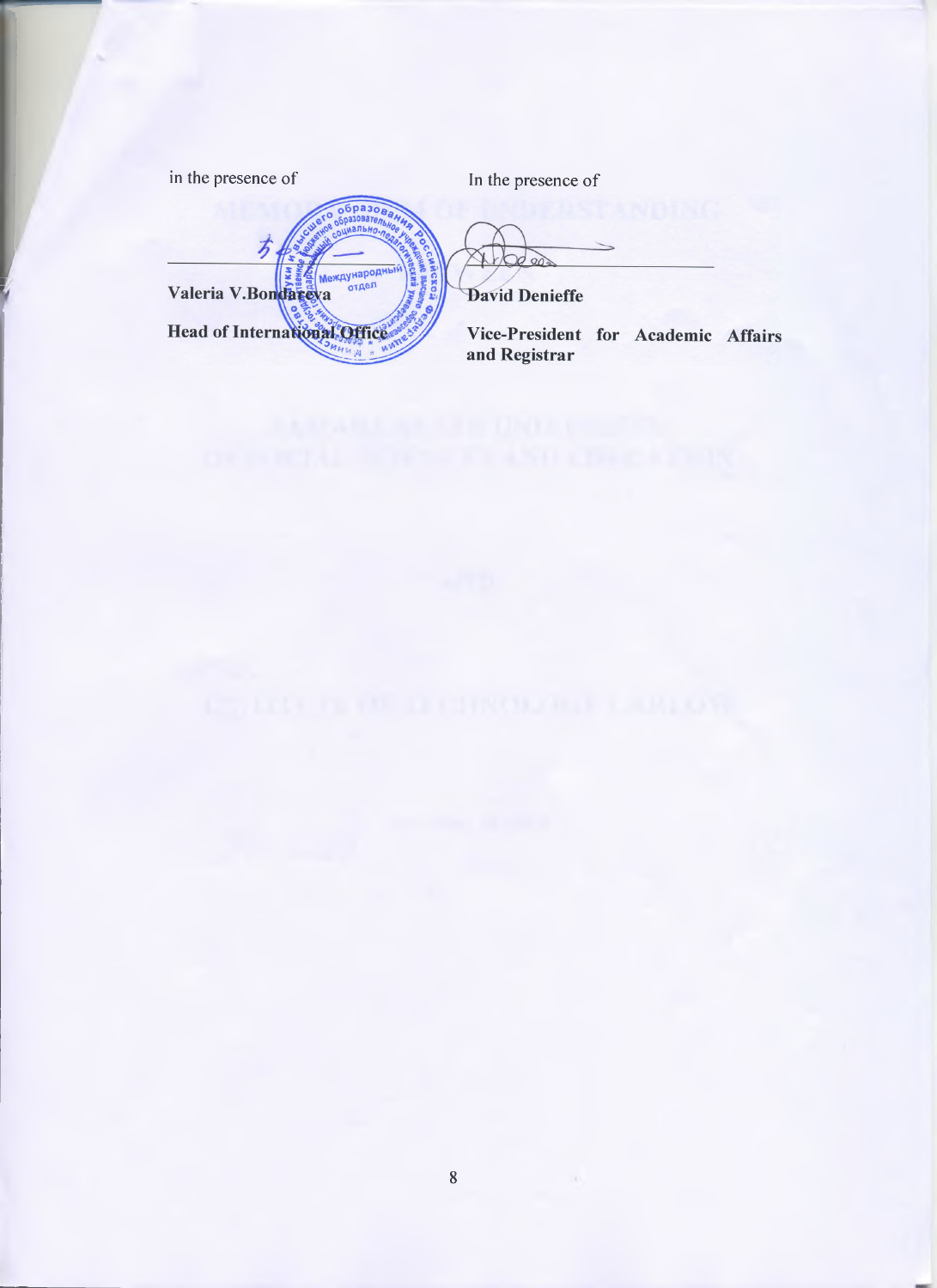in the presence of

\_\_\_\_\_\_\_\_\_\_\_\_\_\_\_\_\_\_\_\_\_\_\_\_\_\_\_\_

**Valeria V.Bondareva**

**Head of International Office**

In the presence of

\_\_\_\_\_\_\_\_\_\_\_\_\_\_\_\_\_\_\_\_\_\_\_\_\_\_\_\_

**David Denieffe**

**Vice-President for Academic Affairs and Registrar**